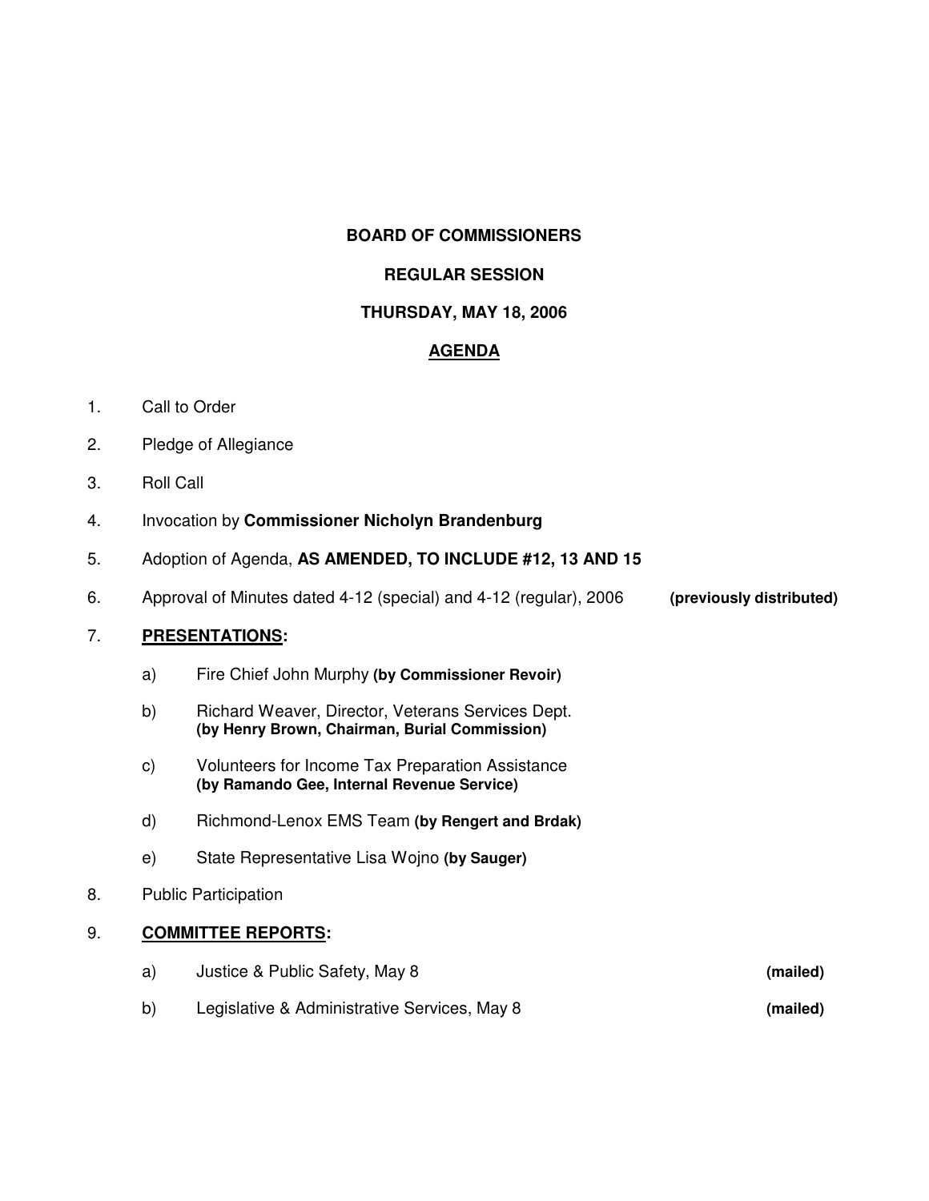**BOARD OF COMMISSIONERS**

**REGULAR SESSION**

**THURSDAY, MAY 18, 2006**

**<u>AGENDA</u>**

1. Call to Order
2. Pledge of Allegiance
3. Roll Call
4. Invocation by **Commissioner Nicholyn Brandenburg**
5. Adoption of Agenda, **AS AMENDED, TO INCLUDE #12, 13 AND 15**
6. Approval of Minutes dated 4-12 (special) and 4-12 (regular), 2006 **(previously distributed)**
7. **<u>PRESENTATIONS</u>:**
   a) Fire Chief John Murphy **(by Commissioner Revoir)**
   b) Richard Weaver, Director, Veterans Services Dept. **(by Henry Brown, Chairman, Burial Commission)**
   c) Volunteers for Income Tax Preparation Assistance **(by Ramando Gee, Internal Revenue Service)**
   d) Richmond-Lenox EMS Team **(by Rengert and Brdak)**
   e) State Representative Lisa Wojno **(by Sauger)**
8. Public Participation
9. **<u>COMMITTEE REPORTS</u>:**
   a) Justice & Public Safety, May 8 **(mailed)**
   b) Legislative & Administrative Services, May 8 **(mailed)**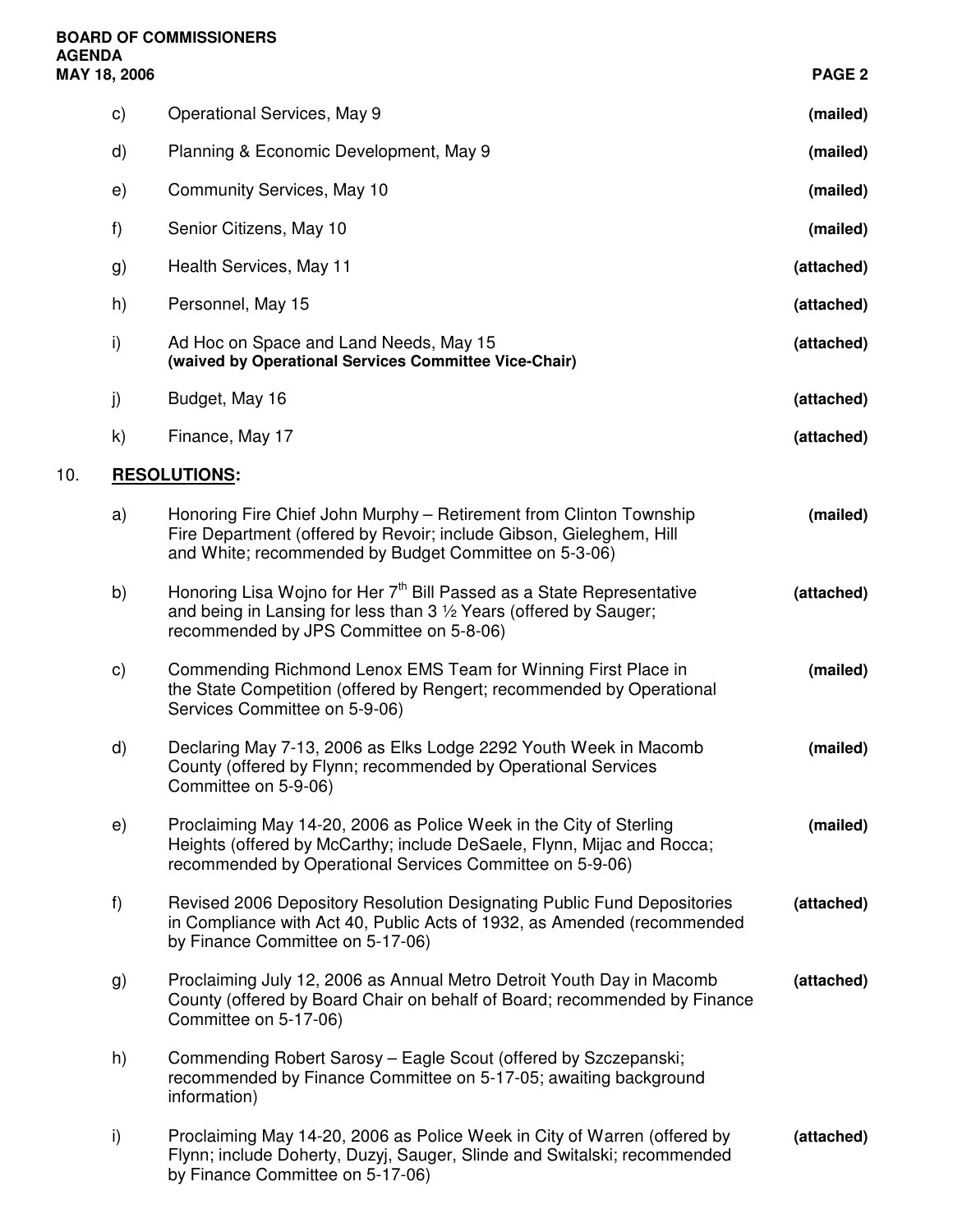c) Operational Services, May 9 **(mailed)**

d) Planning & Economic Development, May 9 **(mailed)**

e) Community Services, May 10 **(mailed)**

f) Senior Citizens, May 10 **(mailed)**

g) Health Services, May 11 **(attached)**

h) Personnel, May 15 **(attached)**

i) Ad Hoc on Space and Land Needs, May 15 **(attached)**
**(waived by Operational Services Committee Vice-Chair)**

j) Budget, May 16 **(attached)**

k) Finance, May 17 **(attached)**

## 10. RESOLUTIONS:

a) Honoring Fire Chief John Murphy – Retirement from Clinton Township Fire Department (offered by Revoir; include Gibson, Gieleghem, Hill and White; recommended by Budget Committee on 5-3-06) **(mailed)**

b) Honoring Lisa Wojno for Her 7th Bill Passed as a State Representative and being in Lansing for less than 3 ½ Years (offered by Sauger; recommended by JPS Committee on 5-8-06) **(attached)**

c) Commending Richmond Lenox EMS Team for Winning First Place in the State Competition (offered by Rengert; recommended by Operational Services Committee on 5-9-06) **(mailed)**

d) Declaring May 7-13, 2006 as Elks Lodge 2292 Youth Week in Macomb County (offered by Flynn; recommended by Operational Services Committee on 5-9-06) **(mailed)**

e) Proclaiming May 14-20, 2006 as Police Week in the City of Sterling Heights (offered by McCarthy; include DeSaele, Flynn, Mijac and Rocca; recommended by Operational Services Committee on 5-9-06) **(mailed)**

f) Revised 2006 Depository Resolution Designating Public Fund Depositories in Compliance with Act 40, Public Acts of 1932, as Amended (recommended by Finance Committee on 5-17-06) **(attached)**

g) Proclaiming July 12, 2006 as Annual Metro Detroit Youth Day in Macomb County (offered by Board Chair on behalf of Board; recommended by Finance Committee on 5-17-06) **(attached)**

h) Commending Robert Sarosy – Eagle Scout (offered by Szczepanski; recommended by Finance Committee on 5-17-05; awaiting background information)

i) Proclaiming May 14-20, 2006 as Police Week in City of Warren (offered by Flynn; include Doherty, Duzyj, Sauger, Slinde and Switalski; recommended by Finance Committee on 5-17-06) **(attached)**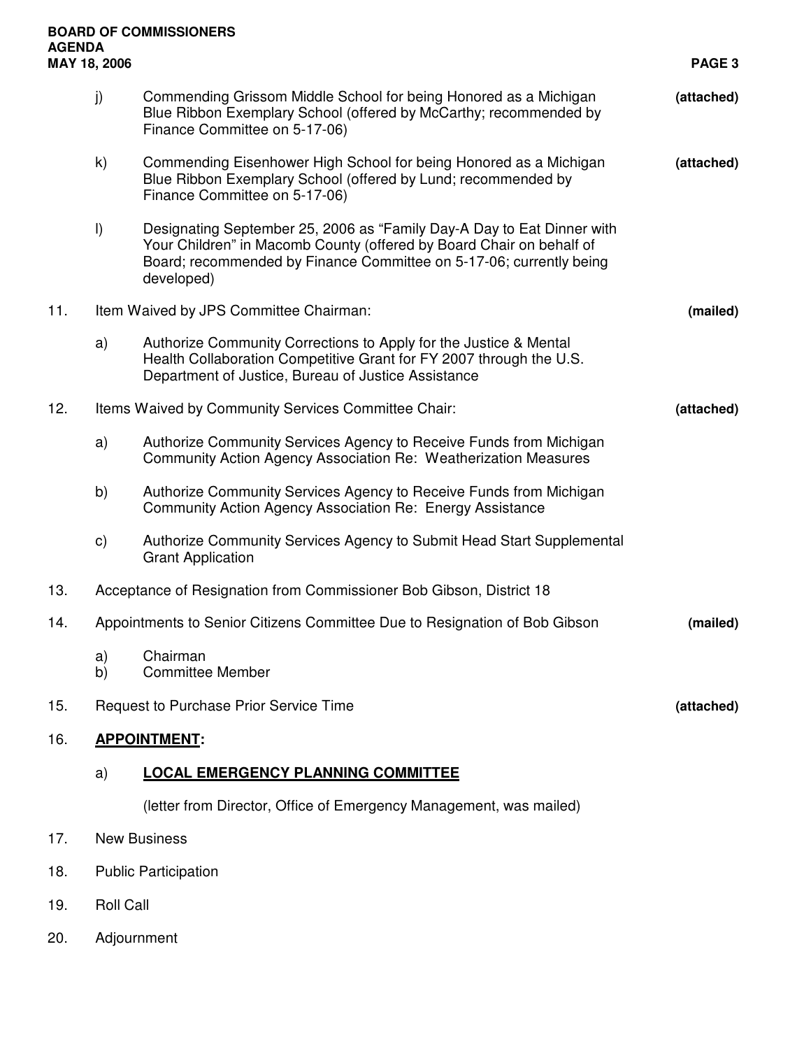j) Commending Grissom Middle School for being Honored as a Michigan Blue Ribbon Exemplary School (offered by McCarthy; recommended by Finance Committee on 5-17-06) **(attached)**

k) Commending Eisenhower High School for being Honored as a Michigan Blue Ribbon Exemplary School (offered by Lund; recommended by Finance Committee on 5-17-06) **(attached)**

l) Designating September 25, 2006 as "Family Day-A Day to Eat Dinner with Your Children" in Macomb County (offered by Board Chair on behalf of Board; recommended by Finance Committee on 5-17-06; currently being developed)

11. Item Waived by JPS Committee Chairman: **(mailed)**

    a) Authorize Community Corrections to Apply for the Justice & Mental Health Collaboration Competitive Grant for FY 2007 through the U.S. Department of Justice, Bureau of Justice Assistance

12. Items Waived by Community Services Committee Chair: **(attached)**

    a) Authorize Community Services Agency to Receive Funds from Michigan Community Action Agency Association Re: Weatherization Measures

    b) Authorize Community Services Agency to Receive Funds from Michigan Community Action Agency Association Re: Energy Assistance

    c) Authorize Community Services Agency to Submit Head Start Supplemental Grant Application

13. Acceptance of Resignation from Commissioner Bob Gibson, District 18

14. Appointments to Senior Citizens Committee Due to Resignation of Bob Gibson **(mailed)**

    a) Chairman
    b) Committee Member

15. Request to Purchase Prior Service Time **(attached)**

16. **APPOINTMENT:**

    a) **LOCAL EMERGENCY PLANNING COMMITTEE**

    (letter from Director, Office of Emergency Management, was mailed)

17. New Business

18. Public Participation

19. Roll Call

20. Adjournment